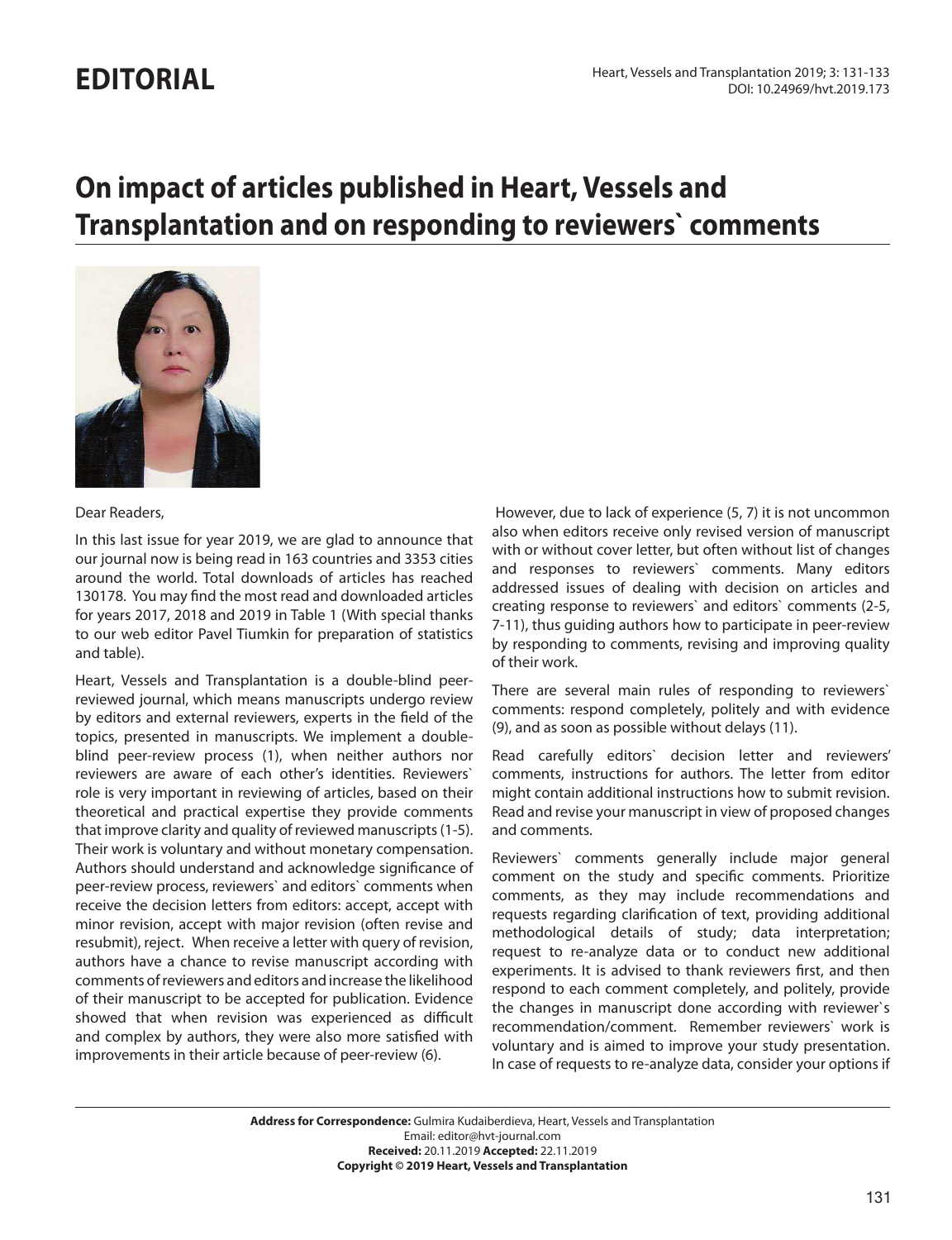# EDITORIAL

# On impact of articles published in Heart, Vessels and Transplantation and on responding to reviewers` comments

Dear Readers,

In this last issue for year 2019, we are glad to announce that our journal now is being read in 163 countries and 3353 cities around the world. Total downloads of articles has reached 130178. You may find the most read and downloaded articles for years 2017, 2018 and 2019 in Table 1 (With special thanks to our web editor Pavel Tiumkin for preparation of statistics and table).

Heart, Vessels and Transplantation is a double-blind peer-reviewed journal, which means manuscripts undergo review by editors and external reviewers, experts in the field of the topics, presented in manuscripts. We implement a double-blind peer-review process (1), when neither authors nor reviewers are aware of each other's identities. Reviewers` role is very important in reviewing of articles, based on their theoretical and practical expertise they provide comments that improve clarity and quality of reviewed manuscripts (1-5). Their work is voluntary and without monetary compensation. Authors should understand and acknowledge significance of peer-review process, reviewers` and editors` comments when receive the decision letters from editors: accept, accept with minor revision, accept with major revision (often revise and resubmit), reject. When receive a letter with query of revision, authors have a chance to revise manuscript according with comments of reviewers and editors and increase the likelihood of their manuscript to be accepted for publication. Evidence showed that when revision was experienced as difficult and complex by authors, they were also more satisfied with improvements in their article because of peer-review (6).

However, due to lack of experience (5, 7) it is not uncommon also when editors receive only revised version of manuscript with or without cover letter, but often without list of changes and responses to reviewers` comments. Many editors addressed issues of dealing with decision on articles and creating response to reviewers` and editors` comments (2-5, 7-11), thus guiding authors how to participate in peer-review by responding to comments, revising and improving quality of their work.

There are several main rules of responding to reviewers` comments: respond completely, politely and with evidence (9), and as soon as possible without delays (11).

Read carefully editors` decision letter and reviewers' comments, instructions for authors. The letter from editor might contain additional instructions how to submit revision. Read and revise your manuscript in view of proposed changes and comments.

Reviewers` comments generally include major general comment on the study and specific comments. Prioritize comments, as they may include recommendations and requests regarding clarification of text, providing additional methodological details of study; data interpretation; request to re-analyze data or to conduct new additional experiments. It is advised to thank reviewers first, and then respond to each comment completely, and politely, provide the changes in manuscript done according with reviewer`s recommendation/comment. Remember reviewers` work is voluntary and is aimed to improve your study presentation. In case of requests to re-analyze data, consider your options if

**Address for Correspondence:** Gulmira Kudaiberdieva, Heart, Vessels and Transplantation
Email: editor@hvt-journal.com
**Received:** 20.11.2019 **Accepted:** 22.11.2019
**Copyright © 2019 Heart, Vessels and Transplantation**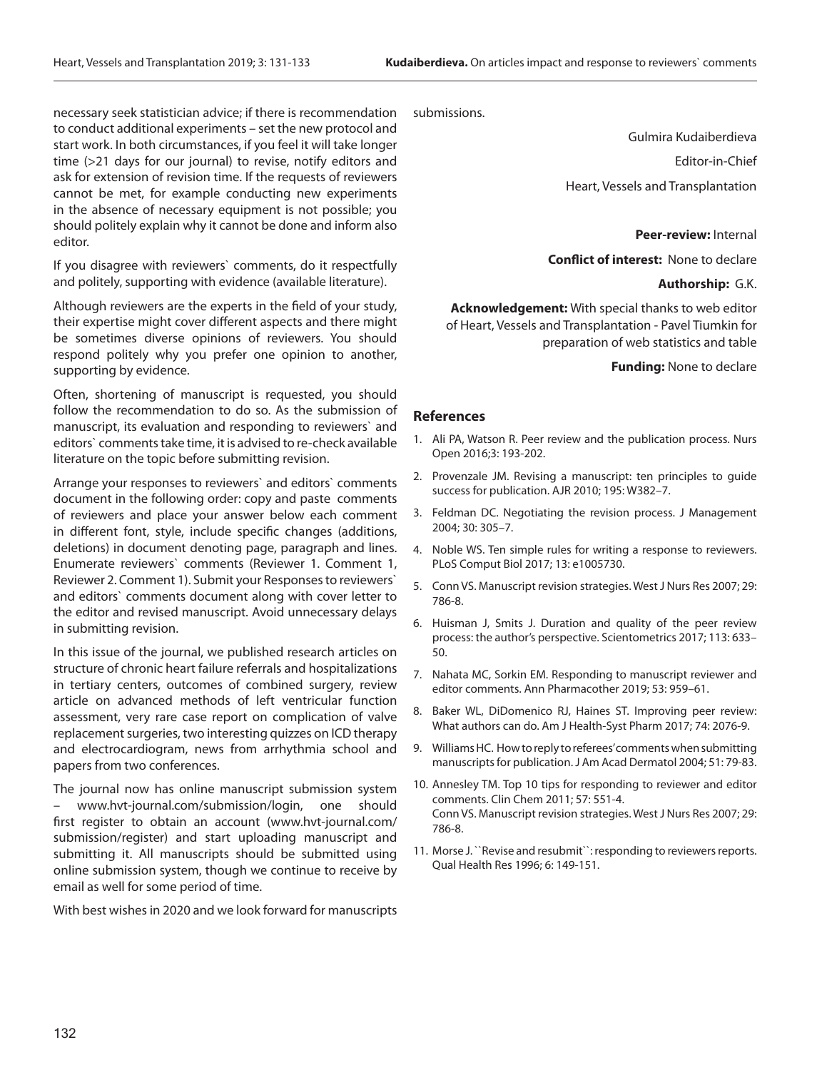necessary seek statistician advice; if there is recommendation to conduct additional experiments – set the new protocol and start work. In both circumstances, if you feel it will take longer time (>21 days for our journal) to revise, notify editors and ask for extension of revision time. If the requests of reviewers cannot be met, for example conducting new experiments in the absence of necessary equipment is not possible; you should politely explain why it cannot be done and inform also editor.

If you disagree with reviewers` comments, do it respectfully and politely, supporting with evidence (available literature).

Although reviewers are the experts in the field of your study, their expertise might cover different aspects and there might be sometimes diverse opinions of reviewers. You should respond politely why you prefer one opinion to another, supporting by evidence.

Often, shortening of manuscript is requested, you should follow the recommendation to do so. As the submission of manuscript, its evaluation and responding to reviewers` and editors` comments take time, it is advised to re-check available literature on the topic before submitting revision.

Arrange your responses to reviewers` and editors` comments document in the following order: copy and paste comments of reviewers and place your answer below each comment in different font, style, include specific changes (additions, deletions) in document denoting page, paragraph and lines. Enumerate reviewers` comments (Reviewer 1. Comment 1, Reviewer 2. Comment 1). Submit your Responses to reviewers` and editors` comments document along with cover letter to the editor and revised manuscript. Avoid unnecessary delays in submitting revision.

In this issue of the journal, we published research articles on structure of chronic heart failure referrals and hospitalizations in tertiary centers, outcomes of combined surgery, review article on advanced methods of left ventricular function assessment, very rare case report on complication of valve replacement surgeries, two interesting quizzes on ICD therapy and electrocardiogram, news from arrhythmia school and papers from two conferences.

The journal now has online manuscript submission system – www.hvt-journal.com/submission/login, one should first register to obtain an account (www.hvt-journal.com/submission/register) and start uploading manuscript and submitting it. All manuscripts should be submitted using online submission system, though we continue to receive by email as well for some period of time.

With best wishes in 2020 and we look forward for manuscripts submissions.

Gulmira Kudaiberdieva

Editor-in-Chief

Heart, Vessels and Transplantation

**Peer-review:** Internal

**Conflict of interest:** None to declare

**Authorship:** G.K.

**Acknowledgement:** With special thanks to web editor of Heart, Vessels and Transplantation - Pavel Tiumkin for preparation of web statistics and table

**Funding:** None to declare

## References

1. Ali PA, Watson R. Peer review and the publication process. Nurs Open 2016;3: 193-202.
2. Provenzale JM. Revising a manuscript: ten principles to guide success for publication. AJR 2010; 195: W382–7.
3. Feldman DC. Negotiating the revision process. J Management 2004; 30: 305–7.
4. Noble WS. Ten simple rules for writing a response to reviewers. PLoS Comput Biol 2017; 13: e1005730.
5. Conn VS. Manuscript revision strategies. West J Nurs Res 2007; 29: 786-8.
6. Huisman J, Smits J. Duration and quality of the peer review process: the author's perspective. Scientometrics 2017; 113: 633–50.
7. Nahata MC, Sorkin EM. Responding to manuscript reviewer and editor comments. Ann Pharmacother 2019; 53: 959–61.
8. Baker WL, DiDomenico RJ, Haines ST. Improving peer review: What authors can do. Am J Health-Syst Pharm 2017; 74: 2076-9.
9. Williams HC. How to reply to referees' comments when submitting manuscripts for publication. J Am Acad Dermatol 2004; 51: 79-83.
10. Annesley TM. Top 10 tips for responding to reviewer and editor comments. Clin Chem 2011; 57: 551-4.
    Conn VS. Manuscript revision strategies. West J Nurs Res 2007; 29: 786-8.
11. Morse J. ``Revise and resubmit``: responding to reviewers reports. Qual Health Res 1996; 6: 149-151.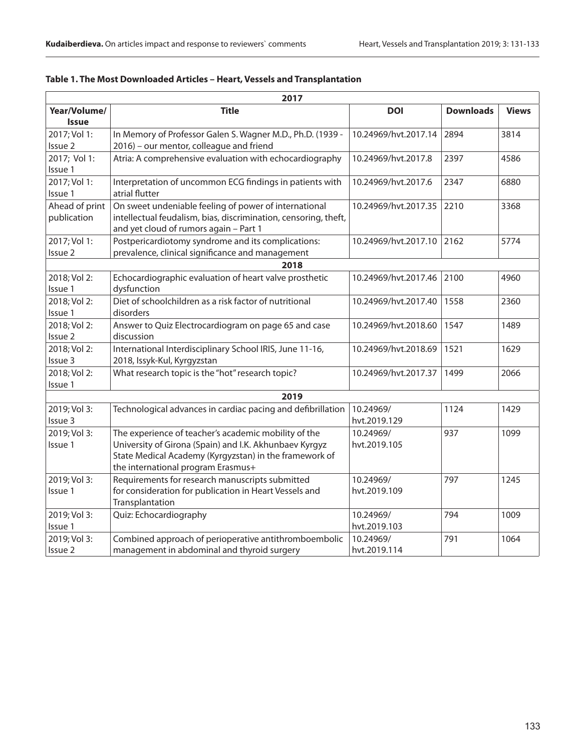**Table 1. The Most Downloaded Articles – Heart, Vessels and Transplantation**

| Year/Volume/ Issue | Title | DOI | Downloads | Views |
|---|---|---|---|---|
| **2017** | | | | |
| 2017; Vol 1: Issue 2 | In Memory of Professor Galen S. Wagner M.D., Ph.D. (1939 - 2016) – our mentor, colleague and friend | 10.24969/hvt.2017.14 | 2894 | 3814 |
| 2017; Vol 1: Issue 1 | Atria: A comprehensive evaluation with echocardiography | 10.24969/hvt.2017.8 | 2397 | 4586 |
| 2017; Vol 1: Issue 1 | Interpretation of uncommon ECG findings in patients with atrial flutter | 10.24969/hvt.2017.6 | 2347 | 6880 |
| Ahead of print publication | On sweet undeniable feeling of power of international intellectual feudalism, bias, discrimination, censoring, theft, and yet cloud of rumors again – Part 1 | 10.24969/hvt.2017.35 | 2210 | 3368 |
| 2017; Vol 1: Issue 2 | Postpericardiotomy syndrome and its complications: prevalence, clinical significance and management | 10.24969/hvt.2017.10 | 2162 | 5774 |
| **2018** | | | | |
| 2018; Vol 2: Issue 1 | Echocardiographic evaluation of heart valve prosthetic dysfunction | 10.24969/hvt.2017.46 | 2100 | 4960 |
| 2018; Vol 2: Issue 1 | Diet of schoolchildren as a risk factor of nutritional disorders | 10.24969/hvt.2017.40 | 1558 | 2360 |
| 2018; Vol 2: Issue 2 | Answer to Quiz Electrocardiogram on page 65 and case discussion | 10.24969/hvt.2018.60 | 1547 | 1489 |
| 2018; Vol 2: Issue 3 | International Interdisciplinary School IRIS, June 11-16, 2018, Issyk-Kul, Kyrgyzstan | 10.24969/hvt.2018.69 | 1521 | 1629 |
| 2018; Vol 2: Issue 1 | What research topic is the "hot" research topic? | 10.24969/hvt.2017.37 | 1499 | 2066 |
| **2019** | | | | |
| 2019; Vol 3: Issue 3 | Technological advances in cardiac pacing and defibrillation | 10.24969/ hvt.2019.129 | 1124 | 1429 |
| 2019; Vol 3: Issue 1 | The experience of teacher's academic mobility of the University of Girona (Spain) and I.K. Akhunbaev Kyrgyz State Medical Academy (Kyrgyzstan) in the framework of the international program Erasmus+ | 10.24969/ hvt.2019.105 | 937 | 1099 |
| 2019; Vol 3: Issue 1 | Requirements for research manuscripts submitted for consideration for publication in Heart Vessels and Transplantation | 10.24969/ hvt.2019.109 | 797 | 1245 |
| 2019; Vol 3: Issue 1 | Quiz: Echocardiography | 10.24969/ hvt.2019.103 | 794 | 1009 |
| 2019; Vol 3: Issue 2 | Combined approach of perioperative antithromboembolic management in abdominal and thyroid surgery | 10.24969/ hvt.2019.114 | 791 | 1064 |